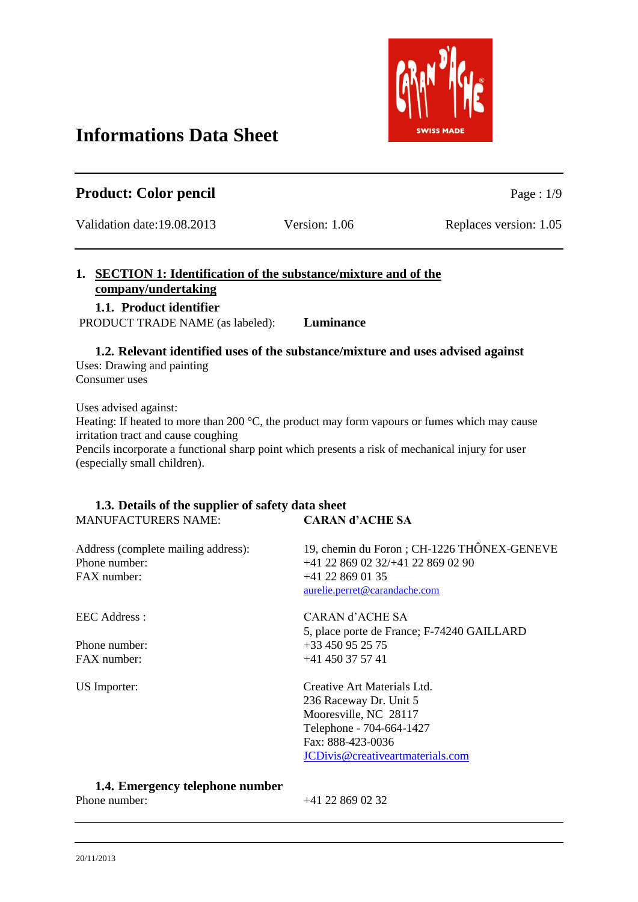# Informations Data Sheet

**Product: Color pencil**

Validation date:19.08.2013 | Version: 1.06 | Replaces version: 1.05

## 1. SECTION 1: Identification of the substance/mixture and of the company/undertaking

### 1.1. Product identifier

PRODUCT TRADE NAME (as labeled): **Luminance**

### 1.2. Relevant identified uses of the substance/mixture and uses advised against

Uses: Drawing and painting
Consumer uses

Uses advised against:
Heating: If heated to more than 200 °C, the product may form vapours or fumes which may cause irritation tract and cause coughing
Pencils incorporate a functional sharp point which presents a risk of mechanical injury for user (especially small children).

### 1.3. Details of the supplier of safety data sheet

MANUFACTURERS NAME: **CARAN d'ACHE SA**

Address (complete mailing address): 19, chemin du Foron ; CH-1226 THÔNEX-GENEVE
Phone number: +41 22 869 02 32/+41 22 869 02 90
FAX number: +41 22 869 01 35
aurelie.perret@carandache.com

EEC Address : CARAN d'ACHE SA
5, place porte de France; F-74240 GAILLARD
Phone number: +33 450 95 25 75
FAX number: +41 450 37 57 41

US Importer: Creative Art Materials Ltd.
236 Raceway Dr. Unit 5
Mooresville, NC 28117
Telephone - 704-664-1427
Fax: 888-423-0036
JCDivis@creativeartmaterials.com

### 1.4. Emergency telephone number

Phone number: +41 22 869 02 32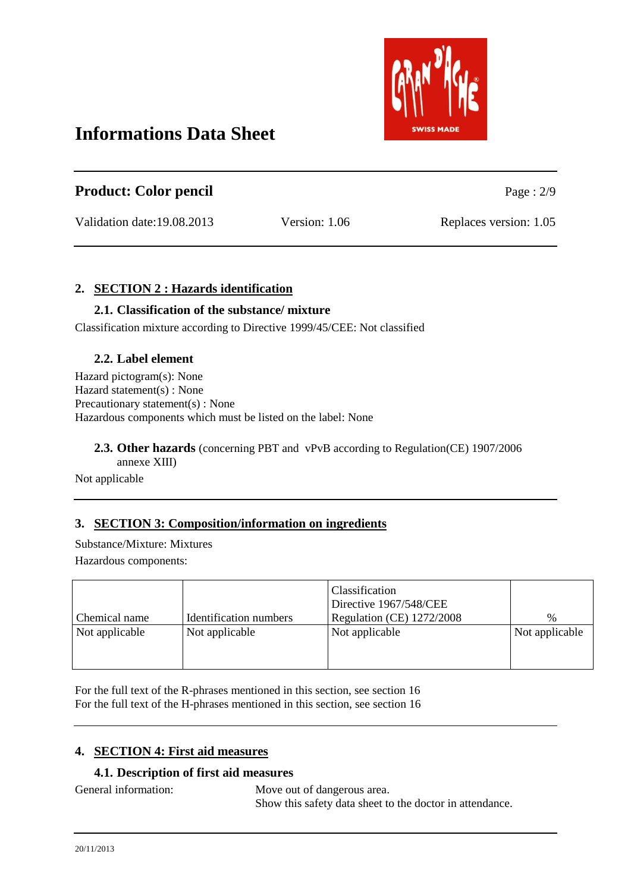# Informations Data Sheet

**Product: Color pencil**

Validation date:19.08.2013 Version: 1.06 Replaces version: 1.05

## 2. SECTION 2 : Hazards identification

### 2.1. Classification of the substance/ mixture

Classification mixture according to Directive 1999/45/CEE: Not classified

### 2.2. Label element

Hazard pictogram(s): None
Hazard statement(s) : None
Precautionary statement(s) : None
Hazardous components which must be listed on the label: None

### 2.3. Other hazards (concerning PBT and vPvB according to Regulation(CE) 1907/2006 annexe XIII)

Not applicable

## 3. SECTION 3: Composition/information on ingredients

Substance/Mixture: Mixtures

Hazardous components:

| Chemical name | Identification numbers | Classification Directive 1967/548/CEE Regulation (CE) 1272/2008 | % |
|---|---|---|---|
| Not applicable | Not applicable | Not applicable | Not applicable |

For the full text of the R-phrases mentioned in this section, see section 16
For the full text of the H-phrases mentioned in this section, see section 16

## 4. SECTION 4: First aid measures

### 4.1. Description of first aid measures

General information: Move out of dangerous area.
Show this safety data sheet to the doctor in attendance.

20/11/2013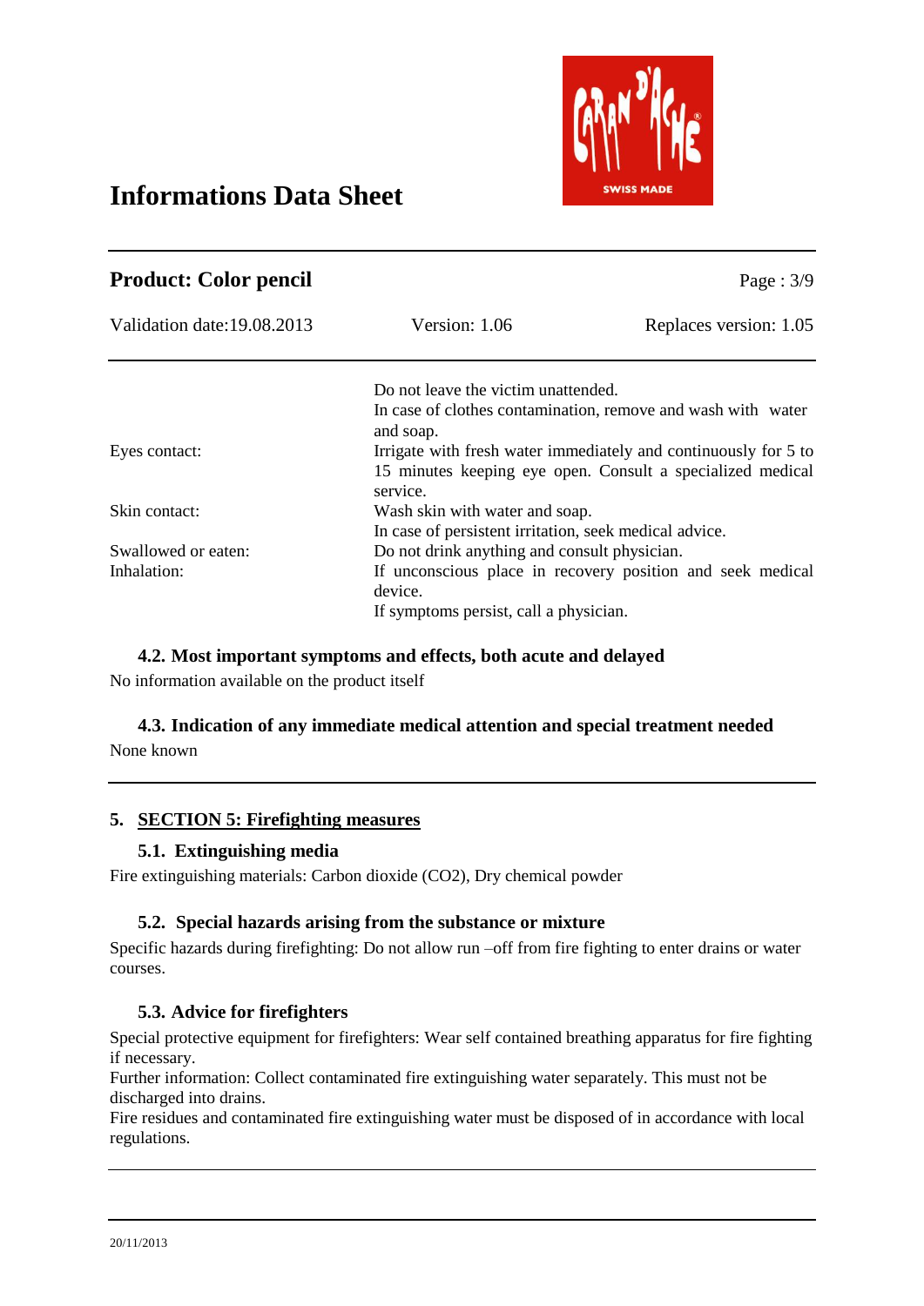| | |
|---|---|
| | Do not leave the victim unattended. |
| | In case of clothes contamination, remove and wash with water and soap. |
| Eyes contact: | Irrigate with fresh water immediately and continuously for 5 to 15 minutes keeping eye open. Consult a specialized medical service. |
| Skin contact: | Wash skin with water and soap. |
| | In case of persistent irritation, seek medical advice. |
| Swallowed or eaten: | Do not drink anything and consult physician. |
| Inhalation: | If unconscious place in recovery position and seek medical device. |
| | If symptoms persist, call a physician. |

### 4.2. Most important symptoms and effects, both acute and delayed

No information available on the product itself

### 4.3. Indication of any immediate medical attention and special treatment needed

None known

## 5. SECTION 5: Firefighting measures

### 5.1. Extinguishing media

Fire extinguishing materials: Carbon dioxide ($CO_2$), Dry chemical powder

### 5.2. Special hazards arising from the substance or mixture

Specific hazards during firefighting: Do not allow run –off from fire fighting to enter drains or water courses.

### 5.3. Advice for firefighters

Special protective equipment for firefighters: Wear self contained breathing apparatus for fire fighting if necessary.

Further information: Collect contaminated fire extinguishing water separately. This must not be discharged into drains.

Fire residues and contaminated fire extinguishing water must be disposed of in accordance with local regulations.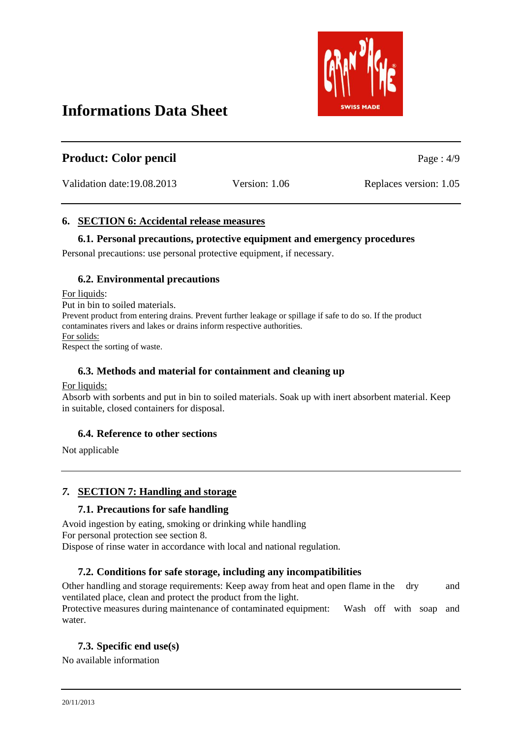# Informations Data Sheet

## Product: Color pencil

Validation date:19.08.2013 | Version: 1.06 | Replaces version: 1.05

## 6. SECTION 6: Accidental release measures

### 6.1. Personal precautions, protective equipment and emergency procedures

Personal precautions: use personal protective equipment, if necessary.

### 6.2. Environmental precautions

For liquids:
Put in bin to soiled materials.
Prevent product from entering drains. Prevent further leakage or spillage if safe to do so. If the product contaminates rivers and lakes or drains inform respective authorities.
For solids:
Respect the sorting of waste.

### 6.3. Methods and material for containment and cleaning up

For liquids:
Absorb with sorbents and put in bin to soiled materials. Soak up with inert absorbent material. Keep in suitable, closed containers for disposal.

### 6.4. Reference to other sections

Not applicable

## 7. SECTION 7: Handling and storage

### 7.1. Precautions for safe handling

Avoid ingestion by eating, smoking or drinking while handling
For personal protection see section 8.
Dispose of rinse water in accordance with local and national regulation.

### 7.2. Conditions for safe storage, including any incompatibilities

Other handling and storage requirements: Keep away from heat and open flame in the dry and ventilated place, clean and protect the product from the light.
Protective measures during maintenance of contaminated equipment: Wash off with soap and water.

### 7.3. Specific end use(s)

No available information

20/11/2013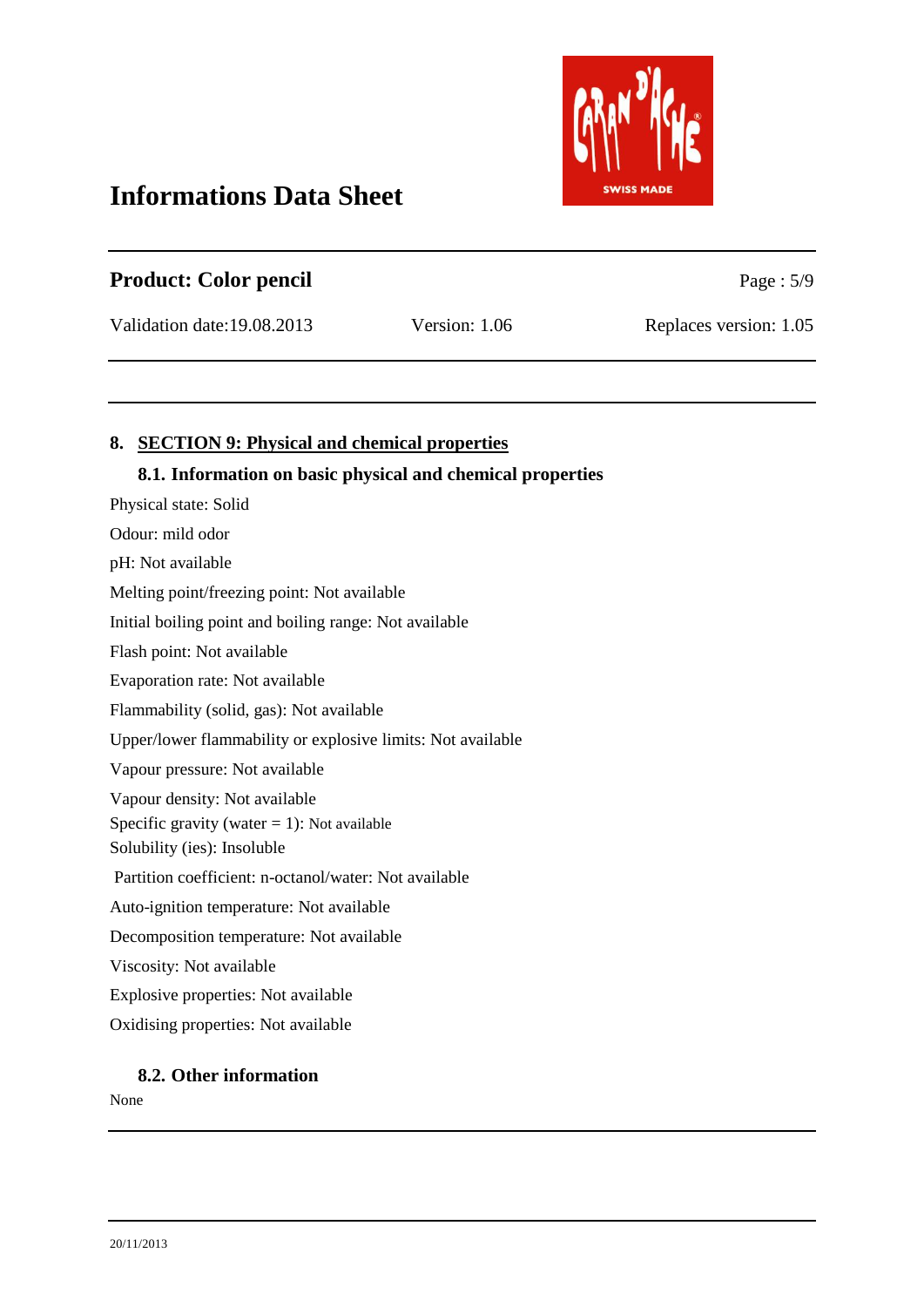# Informations Data Sheet

## Product: Color pencil

Validation date:19.08.2013 | Version: 1.06 | Replaces version: 1.05

## 8. SECTION 9: Physical and chemical properties

### 8.1. Information on basic physical and chemical properties

Physical state: Solid

Odour: mild odor

pH: Not available

Melting point/freezing point: Not available

Initial boiling point and boiling range: Not available

Flash point: Not available

Evaporation rate: Not available

Flammability (solid, gas): Not available

Upper/lower flammability or explosive limits: Not available

Vapour pressure: Not available

Vapour density: Not available

Specific gravity (water = 1): Not available

Solubility (ies): Insoluble

Partition coefficient: n-octanol/water: Not available

Auto-ignition temperature: Not available

Decomposition temperature: Not available

Viscosity: Not available

Explosive properties: Not available

Oxidising properties: Not available

### 8.2. Other information

None

20/11/2013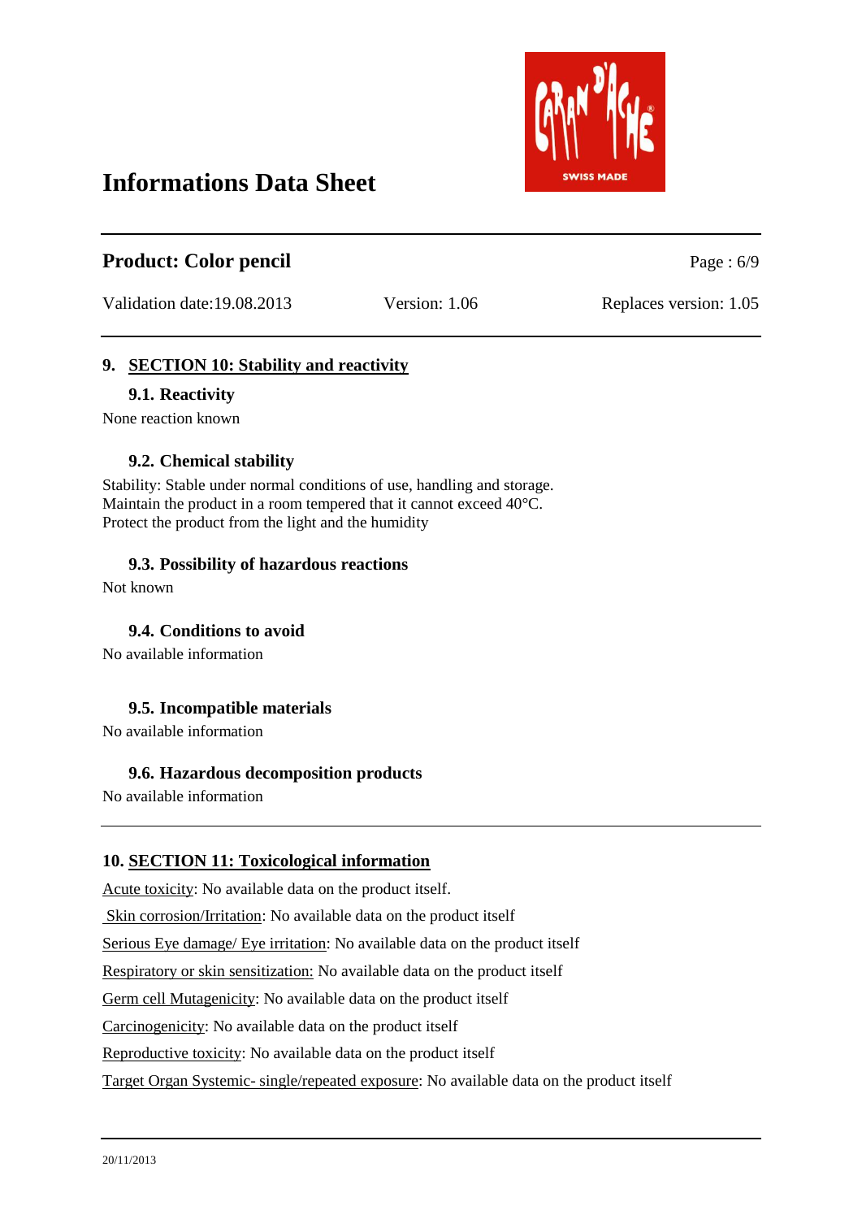# Informations Data Sheet

## Product: Color pencil

Validation date:19.08.2013 Version: 1.06 Replaces version: 1.05

## 9. SECTION 10: Stability and reactivity

### 9.1. Reactivity

None reaction known

### 9.2. Chemical stability

Stability: Stable under normal conditions of use, handling and storage.
Maintain the product in a room tempered that it cannot exceed 40°C.
Protect the product from the light and the humidity

### 9.3. Possibility of hazardous reactions

Not known

### 9.4. Conditions to avoid

No available information

### 9.5. Incompatible materials

No available information

### 9.6. Hazardous decomposition products

No available information

## 10. SECTION 11: Toxicological information

Acute toxicity: No available data on the product itself.

Skin corrosion/Irritation: No available data on the product itself

Serious Eye damage/ Eye irritation: No available data on the product itself

Respiratory or skin sensitization: No available data on the product itself

Germ cell Mutagenicity: No available data on the product itself

Carcinogenicity: No available data on the product itself

Reproductive toxicity: No available data on the product itself

Target Organ Systemic- single/repeated exposure: No available data on the product itself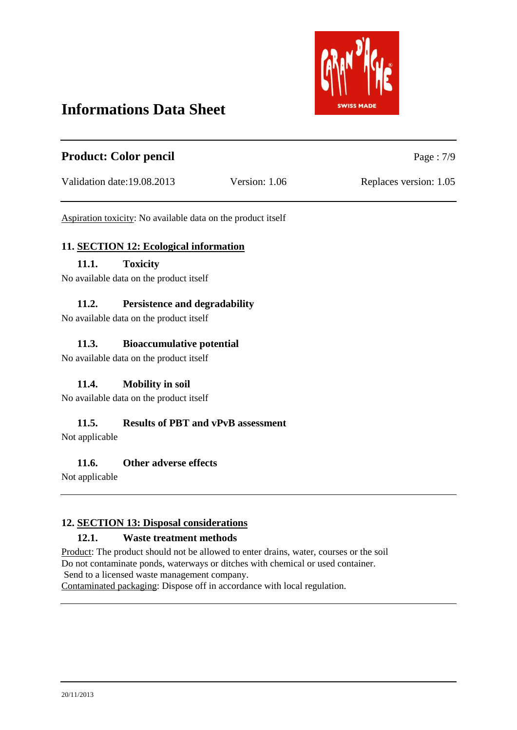Aspiration toxicity: No available data on the product itself

## 11. SECTION 12: Ecological information

### 11.1. Toxicity

No available data on the product itself

### 11.2. Persistence and degradability

No available data on the product itself

### 11.3. Bioaccumulative potential

No available data on the product itself

### 11.4. Mobility in soil

No available data on the product itself

### 11.5. Results of PBT and vPvB assessment

Not applicable

### 11.6. Other adverse effects

Not applicable

## 12. SECTION 13: Disposal considerations

### 12.1. Waste treatment methods

Product: The product should not be allowed to enter drains, water, courses or the soil
Do not contaminate ponds, waterways or ditches with chemical or used container.
Send to a licensed waste management company.
Contaminated packaging: Dispose off in accordance with local regulation.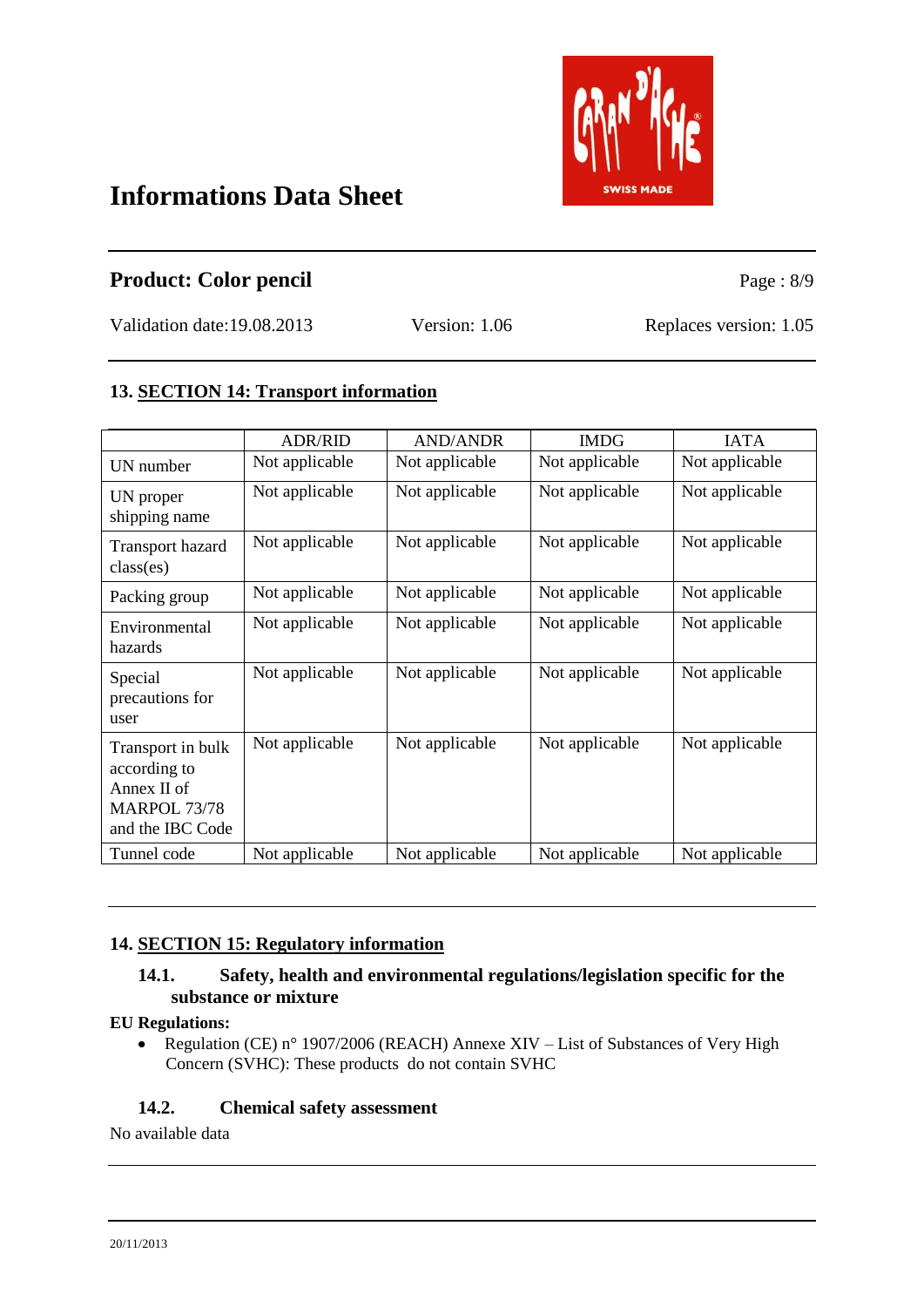# Informations Data Sheet

## Product: Color pencil

Validation date:19.08.2013 Version: 1.06 Replaces version: 1.05

## 13. SECTION 14: Transport information

| | ADR/RID | AND/ANDR | IMDG | IATA |
|---|---|---|---|---|
| UN number | Not applicable | Not applicable | Not applicable | Not applicable |
| UN proper shipping name | Not applicable | Not applicable | Not applicable | Not applicable |
| Transport hazard class(es) | Not applicable | Not applicable | Not applicable | Not applicable |
| Packing group | Not applicable | Not applicable | Not applicable | Not applicable |
| Environmental hazards | Not applicable | Not applicable | Not applicable | Not applicable |
| Special precautions for user | Not applicable | Not applicable | Not applicable | Not applicable |
| Transport in bulk according to Annex II of MARPOL 73/78 and the IBC Code | Not applicable | Not applicable | Not applicable | Not applicable |
| Tunnel code | Not applicable | Not applicable | Not applicable | Not applicable |

## 14. SECTION 15: Regulatory information

### 14.1. Safety, health and environmental regulations/legislation specific for the substance or mixture

**EU Regulations:**

- Regulation (CE) n° 1907/2006 (REACH) Annexe XIV – List of Substances of Very High Concern (SVHC): These products do not contain SVHC

### 14.2. Chemical safety assessment

No available data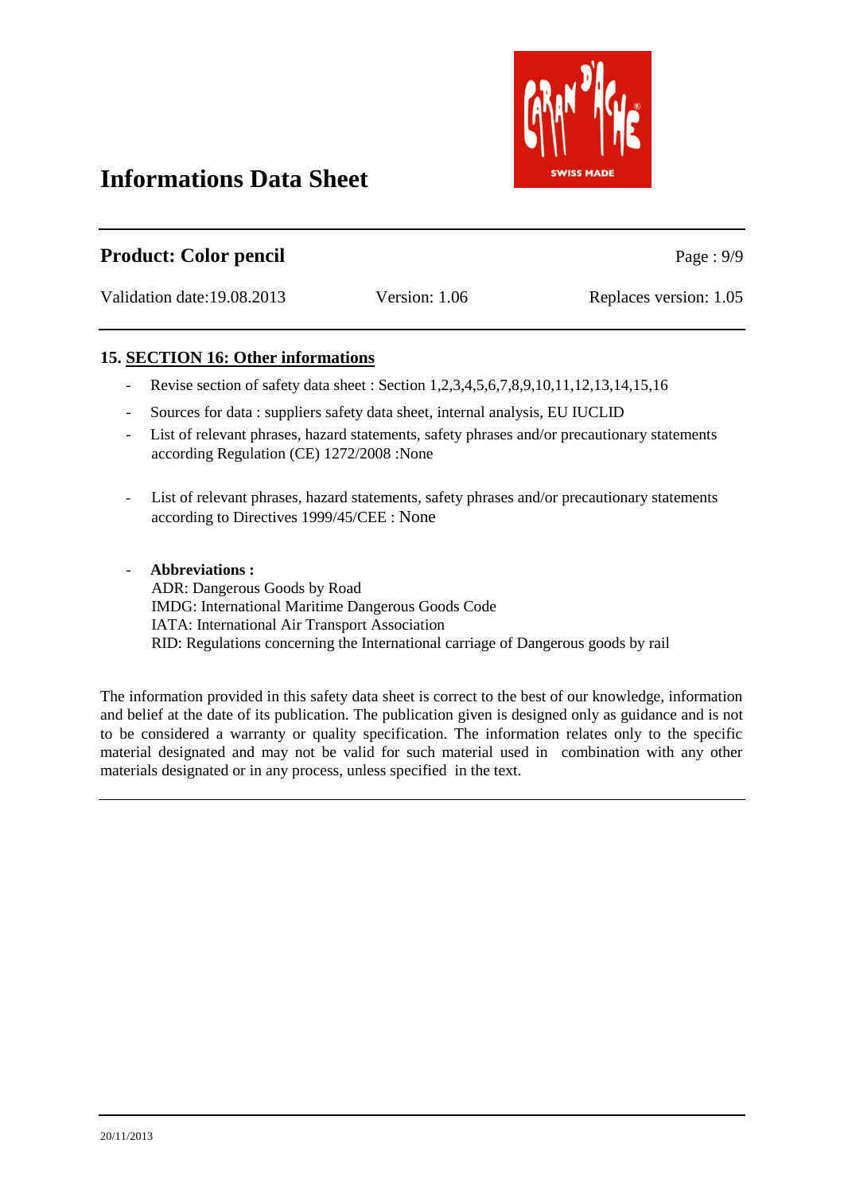## 15. SECTION 16: Other informations

- Revise section of safety data sheet : Section 1,2,3,4,5,6,7,8,9,10,11,12,13,14,15,16
- Sources for data : suppliers safety data sheet, internal analysis, EU IUCLID
- List of relevant phrases, hazard statements, safety phrases and/or precautionary statements according Regulation (CE) 1272/2008 :None
- List of relevant phrases, hazard statements, safety phrases and/or precautionary statements according to Directives 1999/45/CEE : None
- **Abbreviations :**
  ADR: Dangerous Goods by Road
  IMDG: International Maritime Dangerous Goods Code
  IATA: International Air Transport Association
  RID: Regulations concerning the International carriage of Dangerous goods by rail

The information provided in this safety data sheet is correct to the best of our knowledge, information and belief at the date of its publication. The publication given is designed only as guidance and is not to be considered a warranty or quality specification. The information relates only to the specific material designated and may not be valid for such material used in combination with any other materials designated or in any process, unless specified in the text.